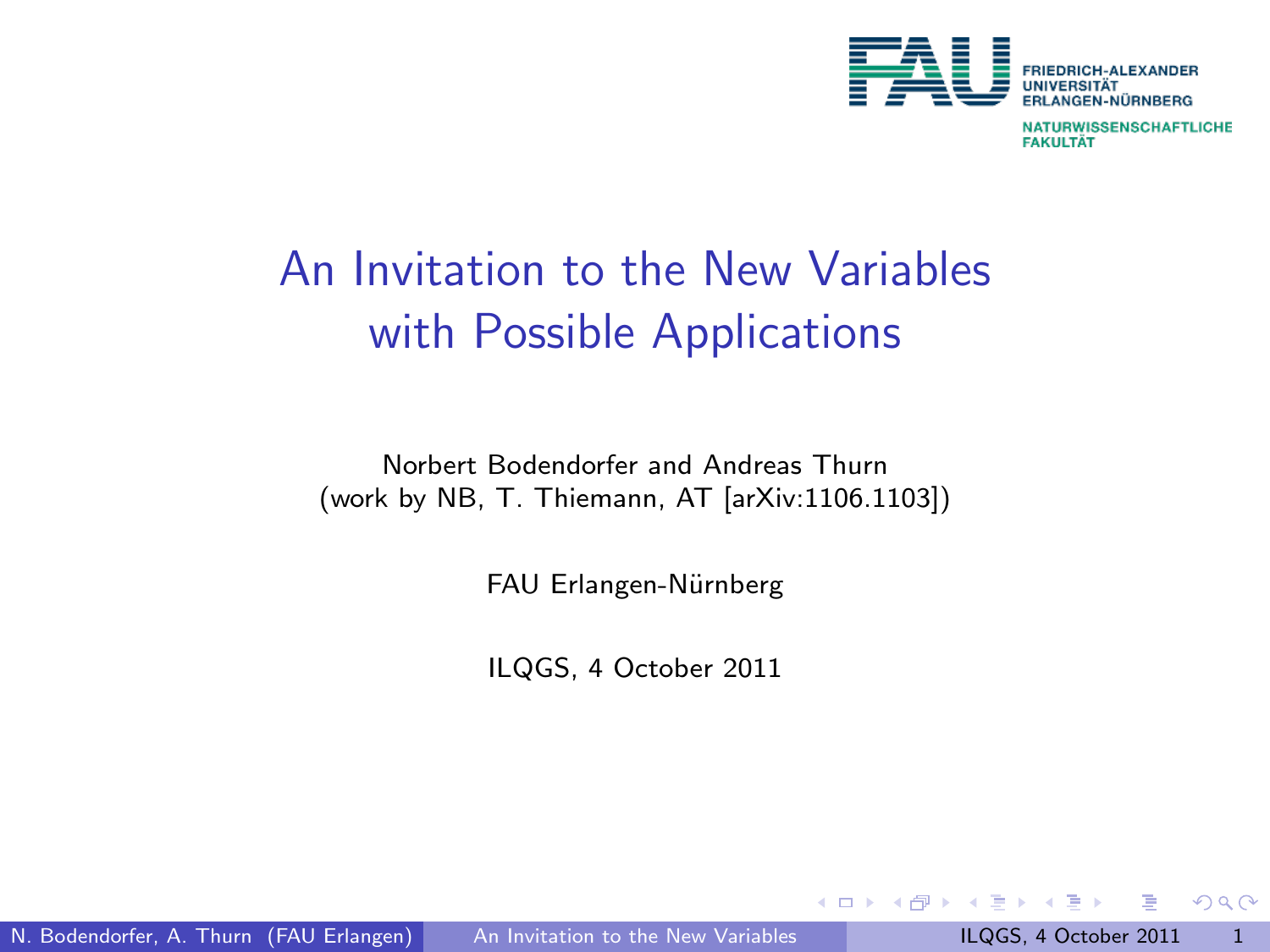# An Invitation to the New Variables with Possible Applications

Norbert Bodendorfer and Andreas Thurn
(work by NB, T. Thiemann, AT [arXiv:1106.1103])

FAU Erlangen-Nürnberg

ILQGS, 4 October 2011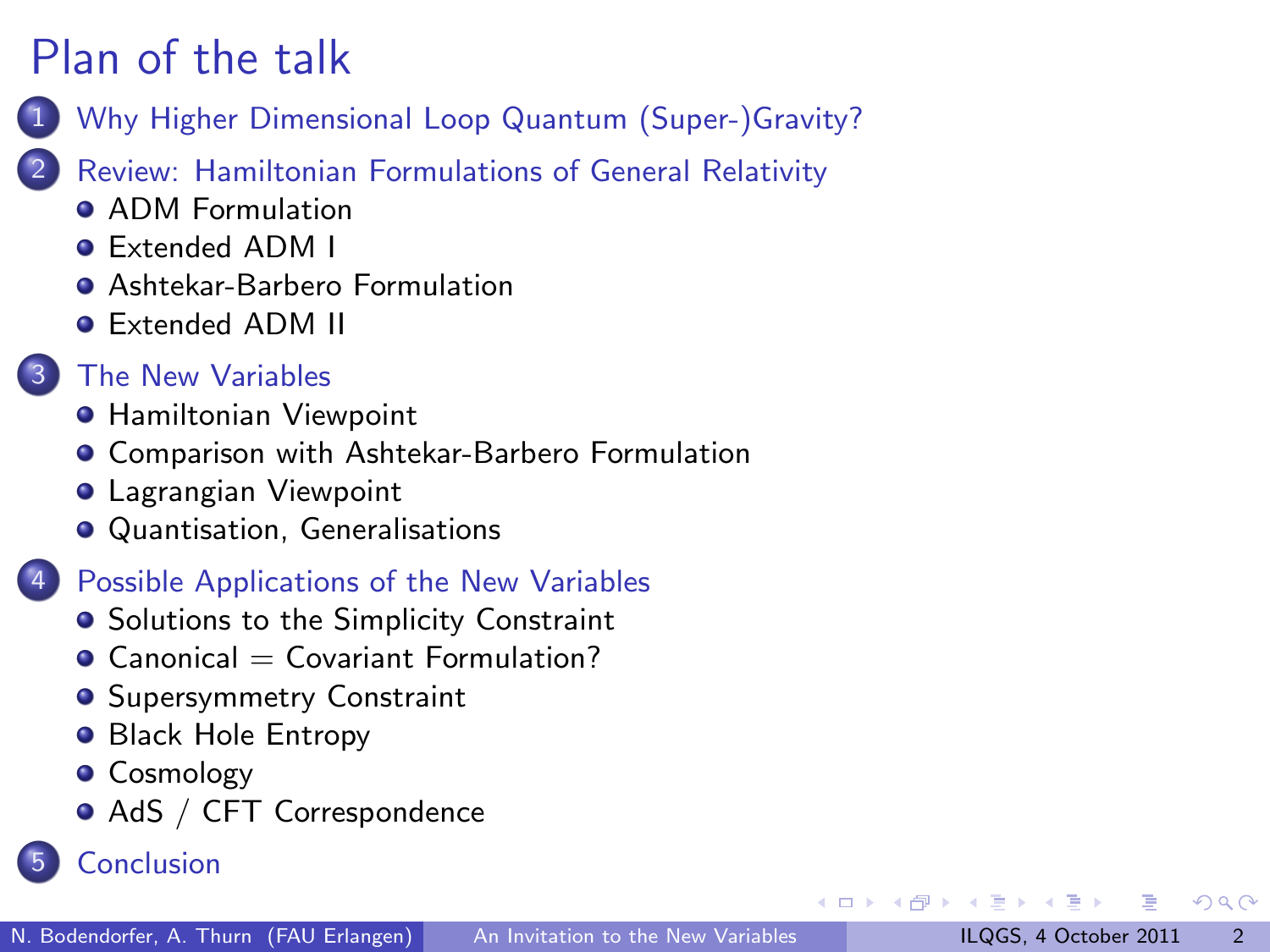# Plan of the talk

1. Why Higher Dimensional Loop Quantum (Super-)Gravity?
2. Review: Hamiltonian Formulations of General Relativity
   - ADM Formulation
   - Extended ADM I
   - Ashtekar-Barbero Formulation
   - Extended ADM II
3. The New Variables
   - Hamiltonian Viewpoint
   - Comparison with Ashtekar-Barbero Formulation
   - Lagrangian Viewpoint
   - Quantisation, Generalisations
4. Possible Applications of the New Variables
   - Solutions to the Simplicity Constraint
   - Canonical = Covariant Formulation?
   - Supersymmetry Constraint
   - Black Hole Entropy
   - Cosmology
   - AdS / CFT Correspondence
5. Conclusion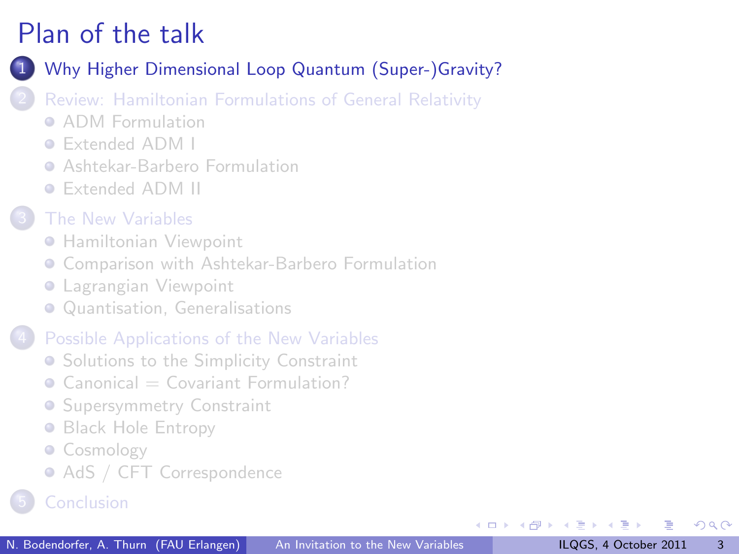# Plan of the talk

1. Why Higher Dimensional Loop Quantum (Super-)Gravity?
2. Review: Hamiltonian Formulations of General Relativity
   - ADM Formulation
   - Extended ADM I
   - Ashtekar-Barbero Formulation
   - Extended ADM II
3. The New Variables
   - Hamiltonian Viewpoint
   - Comparison with Ashtekar-Barbero Formulation
   - Lagrangian Viewpoint
   - Quantisation, Generalisations
4. Possible Applications of the New Variables
   - Solutions to the Simplicity Constraint
   - Canonical = Covariant Formulation?
   - Supersymmetry Constraint
   - Black Hole Entropy
   - Cosmology
   - AdS / CFT Correspondence
5. Conclusion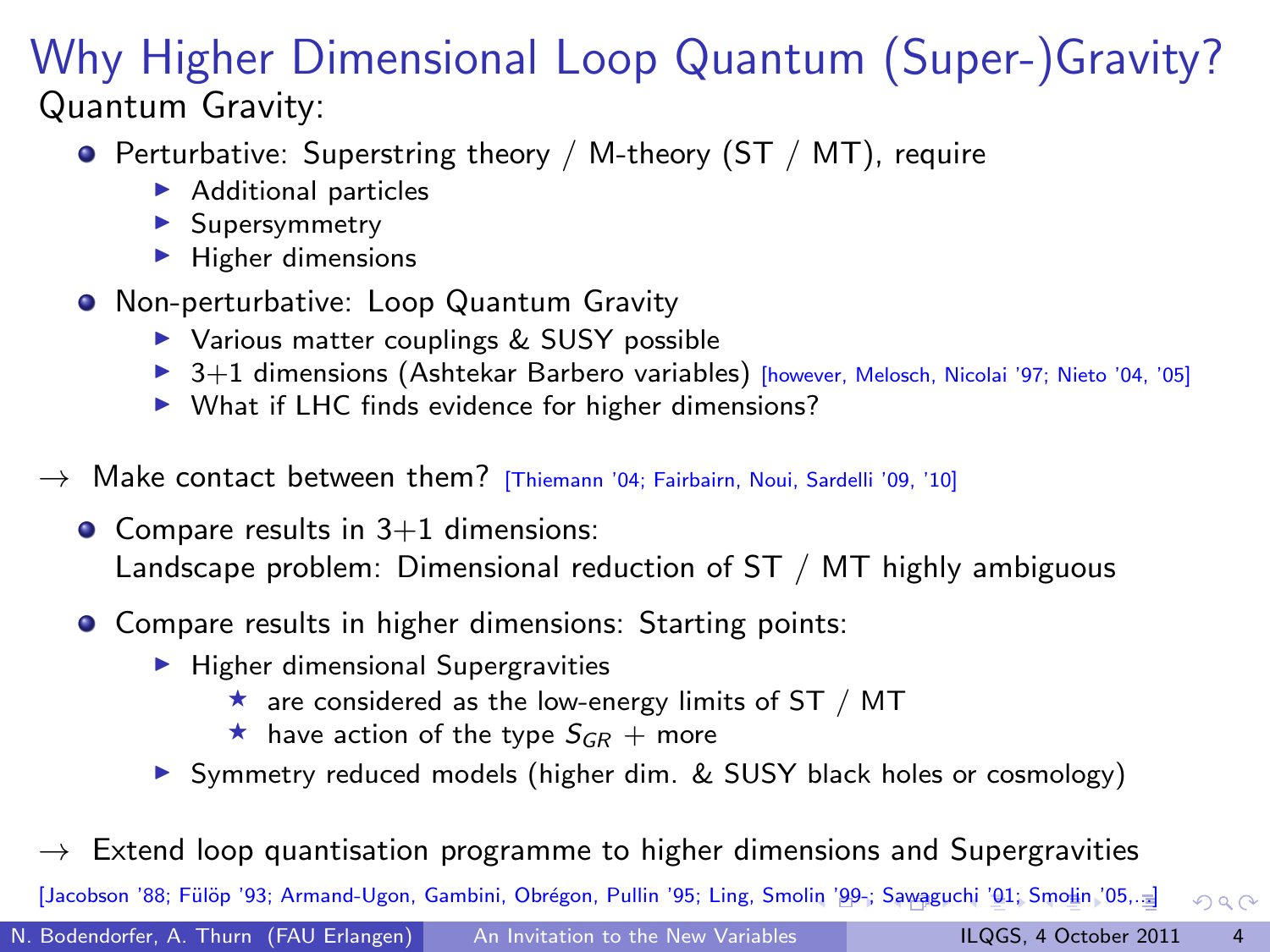# Why Higher Dimensional Loop Quantum (Super-)Gravity?

Quantum Gravity:

- Perturbative: Superstring theory / M-theory (ST / MT), require
  - Additional particles
  - Supersymmetry
  - Higher dimensions
- Non-perturbative: Loop Quantum Gravity
  - Various matter couplings & SUSY possible
  - 3+1 dimensions (Ashtekar Barbero variables) [however, Melosch, Nicolai '97; Nieto '04, '05]
  - What if LHC finds evidence for higher dimensions?

→ Make contact between them? [Thiemann '04; Fairbairn, Noui, Sardelli '09, '10]

- Compare results in 3+1 dimensions:
  Landscape problem: Dimensional reduction of ST / MT highly ambiguous
- Compare results in higher dimensions: Starting points:
  - Higher dimensional Supergravities
    - ★ are considered as the low-energy limits of ST / MT
    - ★ have action of the type $S_{GR}$ + more
  - Symmetry reduced models (higher dim. & SUSY black holes or cosmology)

→ Extend loop quantisation programme to higher dimensions and Supergravities

[Jacobson '88; Fülöp '93; Armand-Ugon, Gambini, Obrégon, Pullin '95; Ling, Smolin '99-; Sawaguchi '01; Smolin '05,...]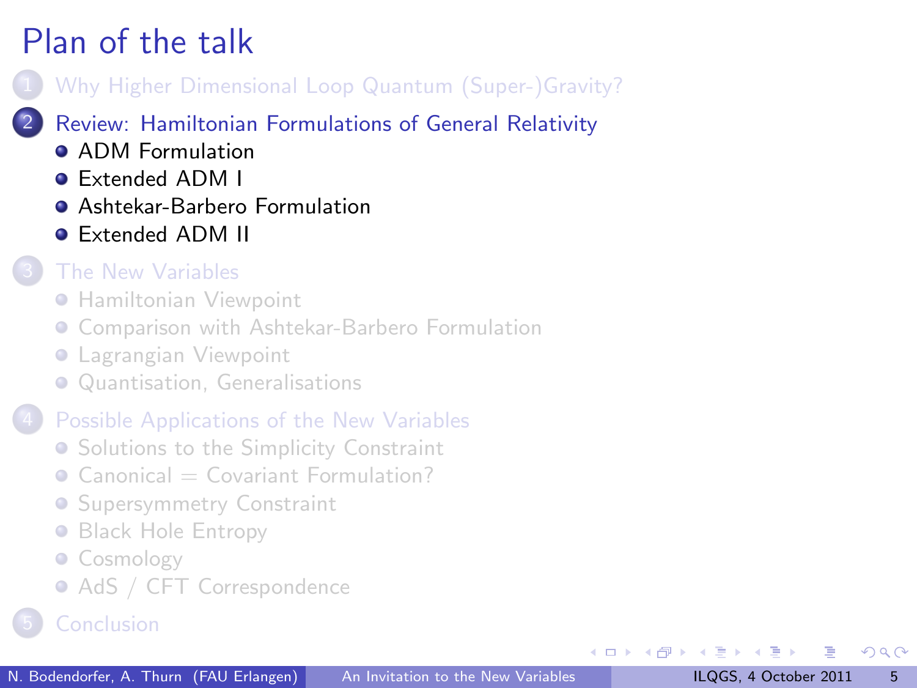# Plan of the talk

1. Why Higher Dimensional Loop Quantum (Super-)Gravity?
2. Review: Hamiltonian Formulations of General Relativity
   - ADM Formulation
   - Extended ADM I
   - Ashtekar-Barbero Formulation
   - Extended ADM II
3. The New Variables
   - Hamiltonian Viewpoint
   - Comparison with Ashtekar-Barbero Formulation
   - Lagrangian Viewpoint
   - Quantisation, Generalisations
4. Possible Applications of the New Variables
   - Solutions to the Simplicity Constraint
   - Canonical = Covariant Formulation?
   - Supersymmetry Constraint
   - Black Hole Entropy
   - Cosmology
   - AdS / CFT Correspondence
5. Conclusion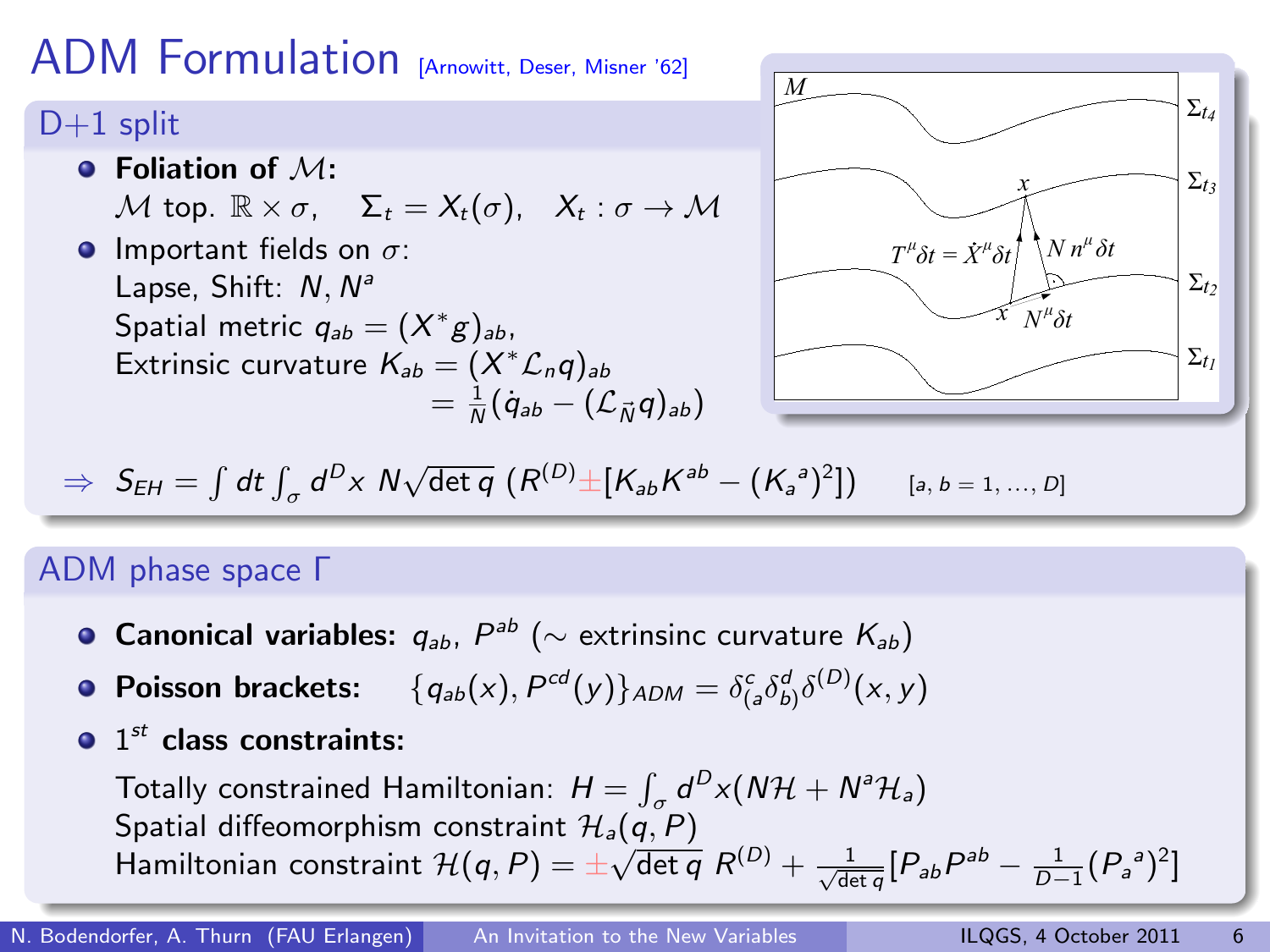# ADM Formulation [Arnowitt, Deser, Misner '62]

## D+1 split

- **Foliation of $\mathcal{M}$:**
  $\mathcal{M}$ top. $\mathbb{R} \times \sigma$, $\quad \Sigma_t = X_t(\sigma)$, $\quad X_t : \sigma \to \mathcal{M}$
- Important fields on $\sigma$:
  Lapse, Shift: $N, N^a$
  Spatial metric $q_{ab} = (X^* g)_{ab}$,
  Extrinsic curvature $K_{ab} = (X^* \mathcal{L}_n q)_{ab}$
  $= \frac{1}{N}(\dot{q}_{ab} - (\mathcal{L}_{\vec{N}} q)_{ab})$

$$\Rightarrow \quad S_{EH} = \int dt \int_\sigma d^D x \; N\sqrt{\det q} \; (R^{(D)} \pm [K_{ab}K^{ab} - (K_a{}^a)^2]) \qquad [a, b = 1, \ldots, D]$$

## ADM phase space $\Gamma$

- **Canonical variables:** $q_{ab}$, $P^{ab}$ ($\sim$ extrinsinc curvature $K_{ab}$)
- **Poisson brackets:** $\quad \{q_{ab}(x), P^{cd}(y)\}_{ADM} = \delta^c_{(a}\delta^d_{b)}\delta^{(D)}(x,y)$
- $1^{st}$ **class constraints:**
  Totally constrained Hamiltonian: $H = \int_\sigma d^D x (N\mathcal{H} + N^a \mathcal{H}_a)$
  Spatial diffeomorphism constraint $\mathcal{H}_a(q, P)$
  Hamiltonian constraint $\mathcal{H}(q, P) = \pm\sqrt{\det q}\; R^{(D)} + \frac{1}{\sqrt{\det q}}[P_{ab}P^{ab} - \frac{1}{D-1}(P_a{}^a)^2]$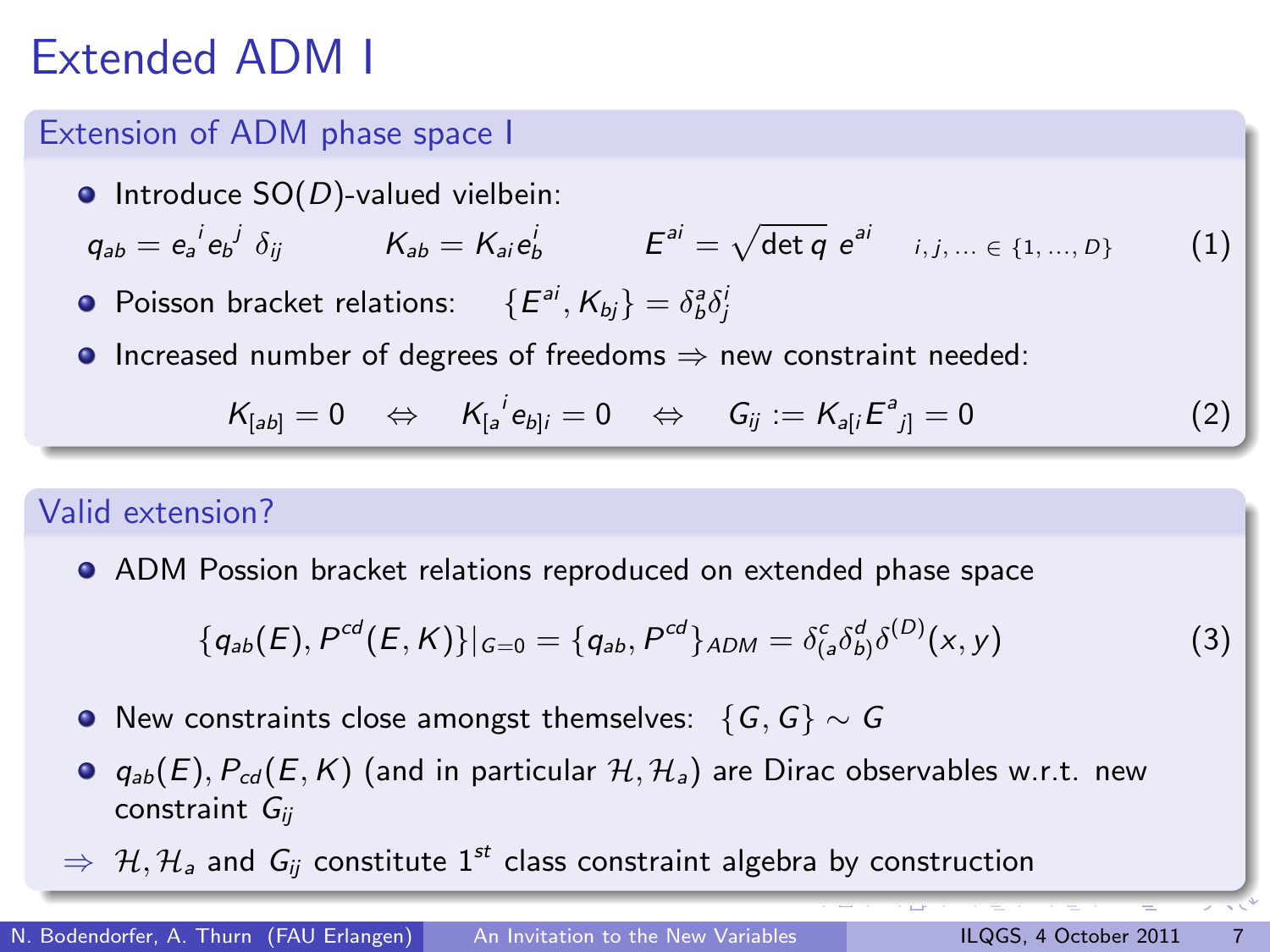# Extended ADM I

## Extension of ADM phase space I

- Introduce SO($D$)-valued vielbein:

$$q_{ab} = e_a{}^i e_b{}^j \; \delta_{ij} \qquad K_{ab} = K_{ai} e_b^i \qquad E^{ai} = \sqrt{\det q}\; e^{ai} \quad i, j, \ldots \in \{1, \ldots, D\} \tag{1}$$

- Poisson bracket relations: $\{E^{ai}, K_{bj}\} = \delta^a_b \delta^i_j$
- Increased number of degrees of freedoms $\Rightarrow$ new constraint needed:

$$K_{[ab]} = 0 \quad \Leftrightarrow \quad K_{[a}{}^i e_{b]i} = 0 \quad \Leftrightarrow \quad G_{ij} := K_{a[i} E^a{}_{j]} = 0 \tag{2}$$

## Valid extension?

- ADM Possion bracket relations reproduced on extended phase space

$$\{q_{ab}(E), P^{cd}(E,K)\}|_{G=0} = \{q_{ab}, P^{cd}\}_{ADM} = \delta^c_{(a}\delta^d_{b)}\delta^{(D)}(x,y) \tag{3}$$

- New constraints close amongst themselves: $\{G, G\} \sim G$
- $q_{ab}(E), P_{cd}(E,K)$ (and in particular $\mathcal{H}, \mathcal{H}_a$) are Dirac observables w.r.t. new constraint $G_{ij}$

$\Rightarrow$ $\mathcal{H}, \mathcal{H}_a$ and $G_{ij}$ constitute $1^{st}$ class constraint algebra by construction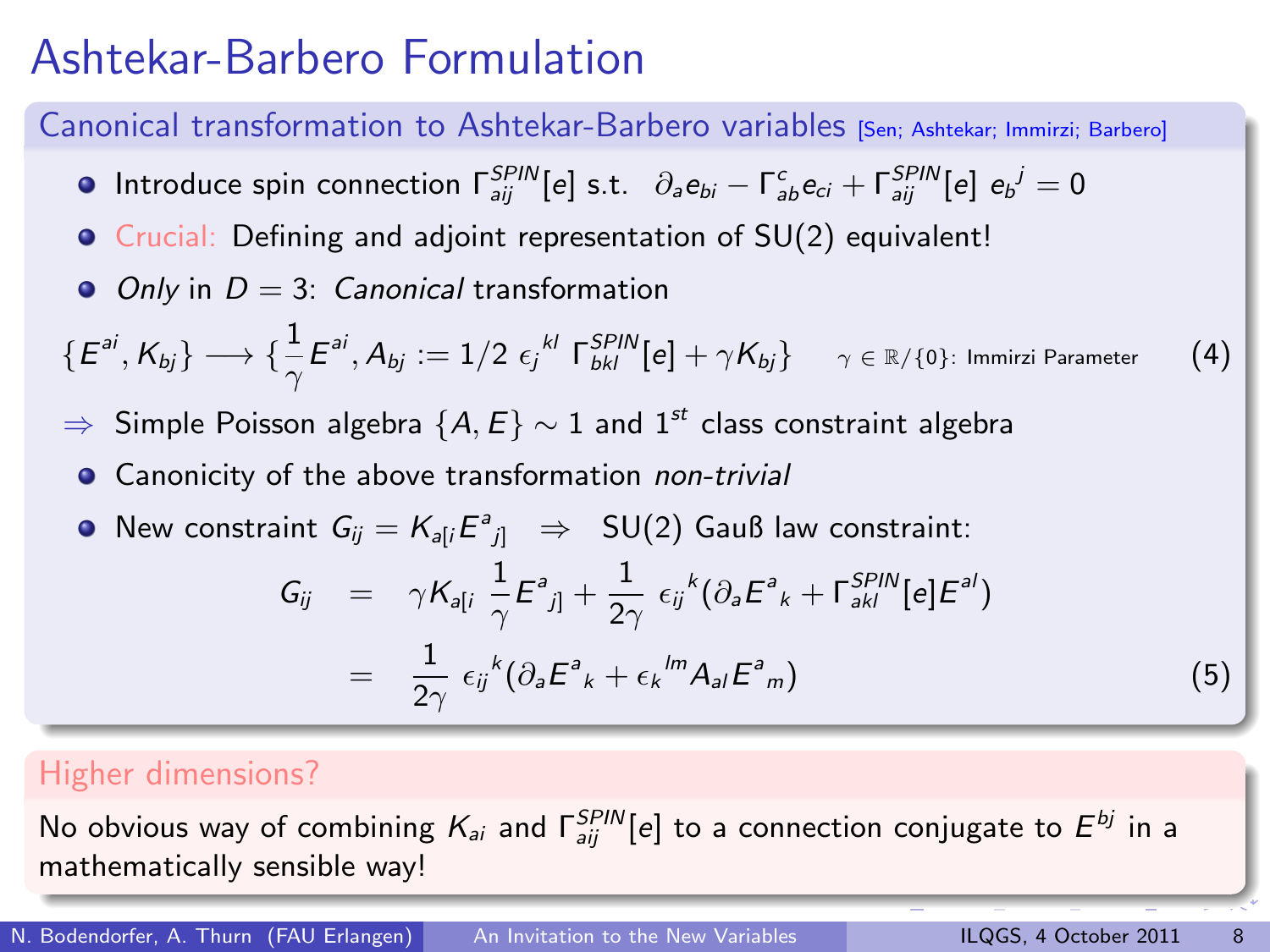# Ashtekar-Barbero Formulation

## Canonical transformation to Ashtekar-Barbero variables [Sen; Ashtekar; Immirzi; Barbero]

- Introduce spin connection $\Gamma^{SPIN}_{aij}[e]$ s.t. $\partial_a e_{bi} - \Gamma^c_{ab} e_{ci} + \Gamma^{SPIN}_{aij}[e]\ e_b{}^j = 0$
- Crucial: Defining and adjoint representation of SU(2) equivalent!
- *Only* in $D = 3$: *Canonical* transformation

$$\{E^{ai}, K_{bj}\} \longrightarrow \{\frac{1}{\gamma} E^{ai}, A_{bj} := 1/2\ \epsilon_j{}^{kl}\ \Gamma^{SPIN}_{bkl}[e] + \gamma K_{bj}\} \qquad \gamma \in \mathbb{R}/\{0\}\text{: Immirzi Parameter} \tag{4}$$

$\Rightarrow$ Simple Poisson algebra $\{A, E\} \sim 1$ and $1^{st}$ class constraint algebra

- Canonicity of the above transformation *non-trivial*
- New constraint $G_{ij} = K_{a[i} E^a{}_{j]}$ $\Rightarrow$ SU(2) Gauß law constraint:

$$\begin{aligned} G_{ij} &= \gamma K_{a[i}\ \frac{1}{\gamma} E^a{}_{j]} + \frac{1}{2\gamma}\ \epsilon_{ij}{}^k (\partial_a E^a{}_k + \Gamma^{SPIN}_{akl}[e] E^{al}) \\ &= \frac{1}{2\gamma}\ \epsilon_{ij}{}^k (\partial_a E^a{}_k + \epsilon_k{}^{lm} A_{al} E^a{}_m) \end{aligned} \tag{5}$$

## Higher dimensions?

No obvious way of combining $K_{ai}$ and $\Gamma^{SPIN}_{aij}[e]$ to a connection conjugate to $E^{bj}$ in a mathematically sensible way!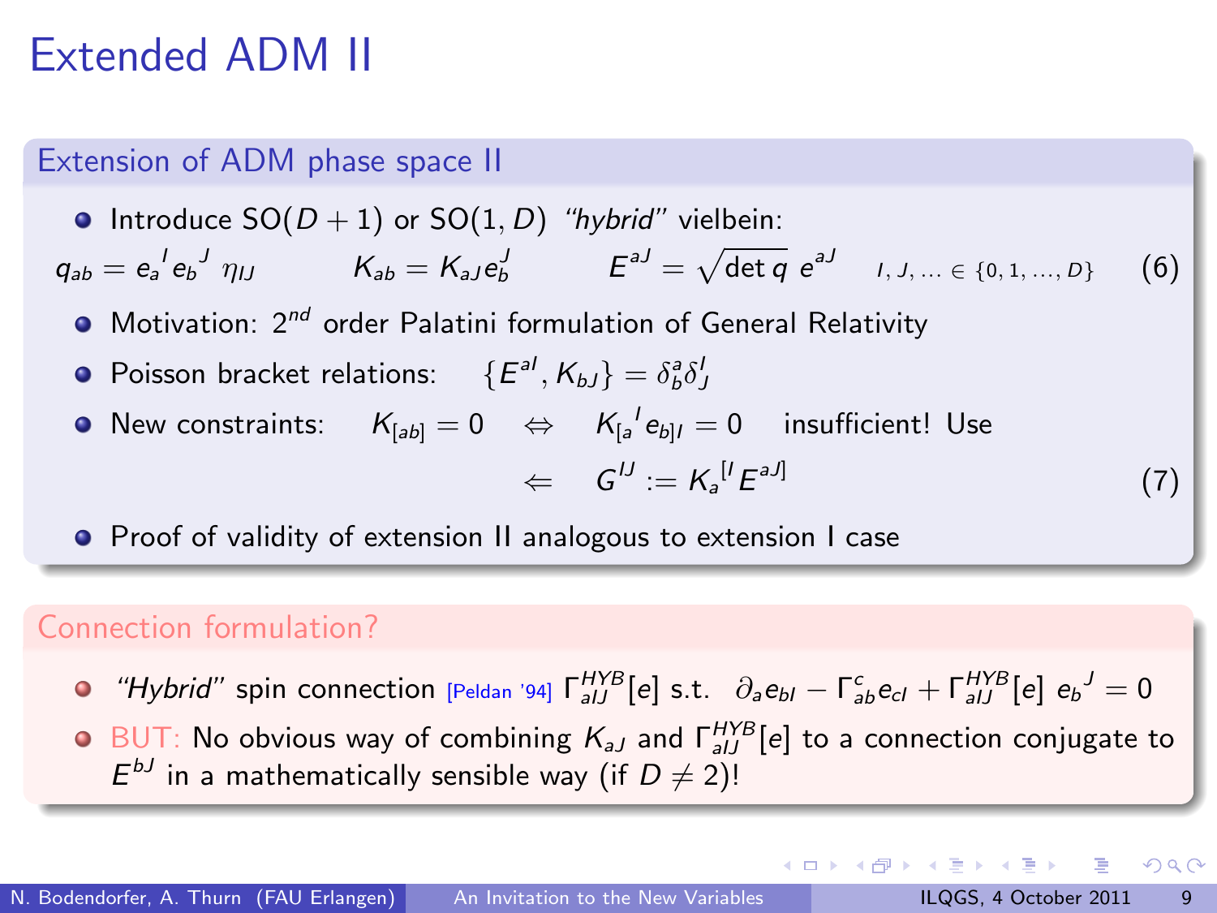# Extended ADM II

## Extension of ADM phase space II

- Introduce SO$(D+1)$ or SO$(1,D)$ *"hybrid"* vielbein:

$$q_{ab} = e_a{}^I e_b{}^J \, \eta_{IJ} \qquad K_{ab} = K_{aJ} e_b^J \qquad E^{aJ} = \sqrt{\det q} \; e^{aJ} \quad I, J, \ldots \in \{0, 1, \ldots, D\} \tag{6}$$

- Motivation: $2^{nd}$ order Palatini formulation of General Relativity
- Poisson bracket relations: $\{E^{aI}, K_{bJ}\} = \delta^a_b \delta^I_J$
- New constraints: $K_{[ab]} = 0 \quad \Leftrightarrow \quad K_{[a}{}^I e_{b]I} = 0$ insufficient! Use

$$\Leftarrow \quad G^{IJ} := K_a{}^{[I} E^{aJ]} \tag{7}$$

- Proof of validity of extension II analogous to extension I case

## Connection formulation?

- *"Hybrid"* spin connection [Peldan '94] $\Gamma^{HYB}_{aIJ}[e]$ s.t. $\partial_a e_{bI} - \Gamma^c_{ab} e_{cI} + \Gamma^{HYB}_{aIJ}[e] \; e_b{}^J = 0$
- BUT: No obvious way of combining $K_{aJ}$ and $\Gamma^{HYB}_{aIJ}[e]$ to a connection conjugate to $E^{bJ}$ in a mathematically sensible way (if $D \neq 2$)!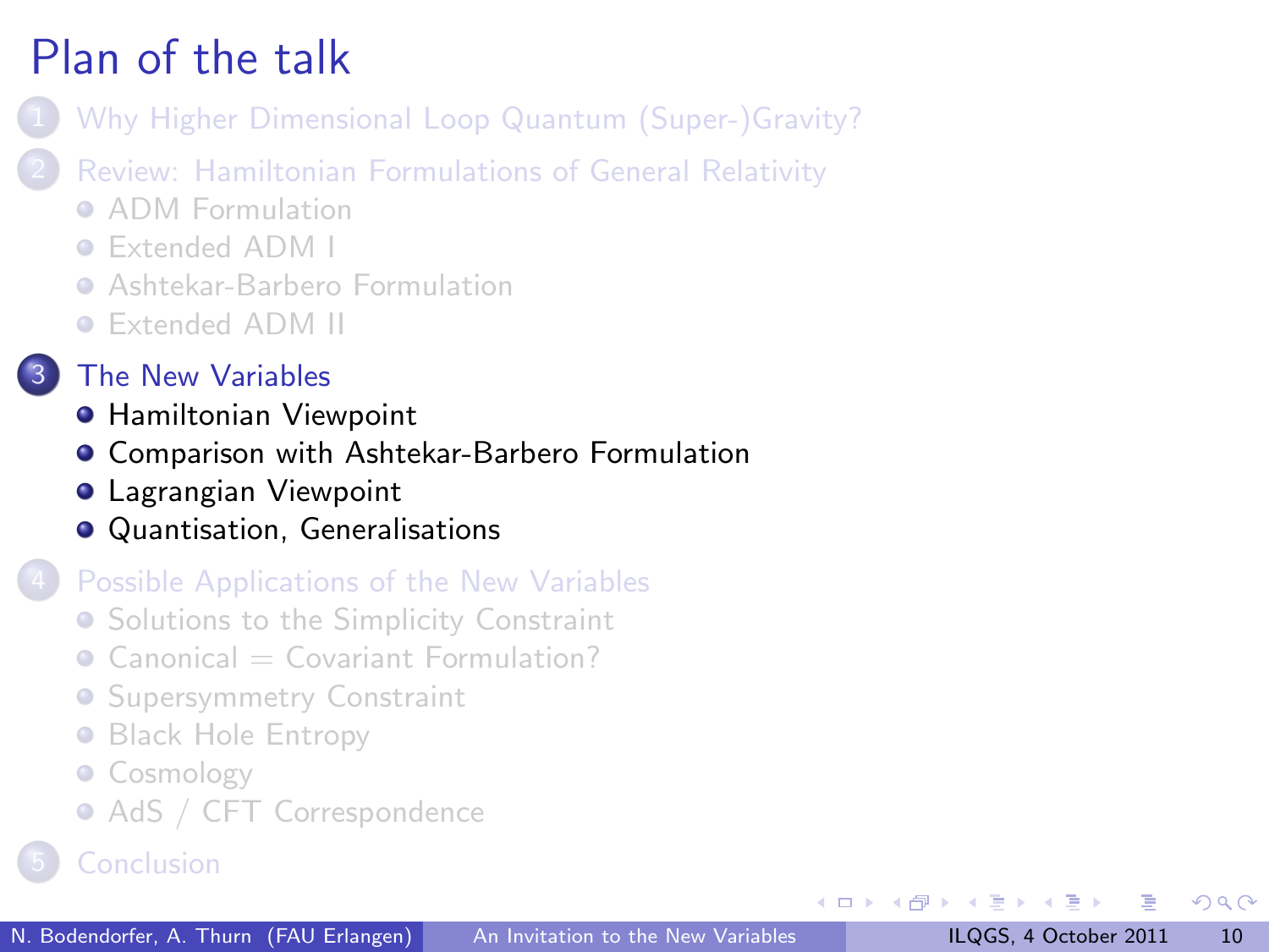# Plan of the talk

1. Why Higher Dimensional Loop Quantum (Super-)Gravity?
2. Review: Hamiltonian Formulations of General Relativity
   - ADM Formulation
   - Extended ADM I
   - Ashtekar-Barbero Formulation
   - Extended ADM II
3. The New Variables
   - Hamiltonian Viewpoint
   - Comparison with Ashtekar-Barbero Formulation
   - Lagrangian Viewpoint
   - Quantisation, Generalisations
4. Possible Applications of the New Variables
   - Solutions to the Simplicity Constraint
   - Canonical = Covariant Formulation?
   - Supersymmetry Constraint
   - Black Hole Entropy
   - Cosmology
   - AdS / CFT Correspondence
5. Conclusion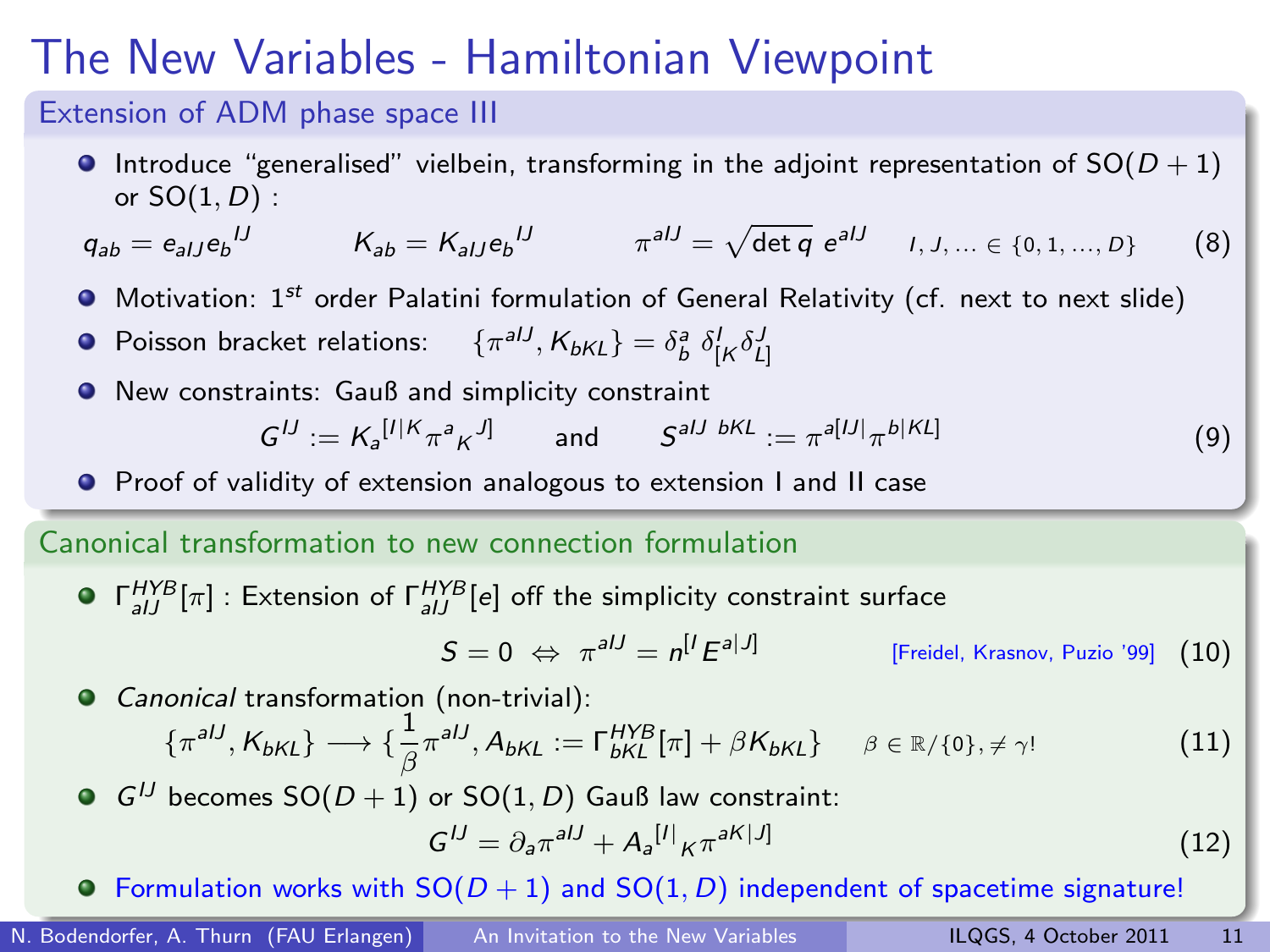# The New Variables - Hamiltonian Viewpoint

## Extension of ADM phase space III

- Introduce "generalised" vielbein, transforming in the adjoint representation of $\mathrm{SO}(D+1)$ or $\mathrm{SO}(1,D)$ :

$$q_{ab} = e_{aIJ} e_b{}^{IJ} \qquad K_{ab} = K_{aIJ} e_b{}^{IJ} \qquad \pi^{aIJ} = \sqrt{\det q}\; e^{aIJ} \qquad I, J, \ldots \in \{0, 1, \ldots, D\} \tag{8}$$

- Motivation: $1^{st}$ order Palatini formulation of General Relativity (cf. next to next slide)
- Poisson bracket relations: $\{\pi^{aIJ}, K_{bKL}\} = \delta^a_b\, \delta^I_{[K} \delta^J_{L]}$
- New constraints: Gauß and simplicity constraint

$$G^{IJ} := K_a{}^{[I|K} \pi^a{}_K{}^{J]} \qquad \text{and} \qquad S^{aIJ\ bKL} := \pi^{a[IJ|} \pi^{b|KL]} \tag{9}$$

- Proof of validity of extension analogous to extension I and II case

## Canonical transformation to new connection formulation

- $\Gamma^{HYB}_{aIJ}[\pi]$ : Extension of $\Gamma^{HYB}_{aIJ}[e]$ off the simplicity constraint surface

$$S = 0 \;\Leftrightarrow\; \pi^{aIJ} = n^{[I} E^{a|J]} \qquad \text{[Freidel, Krasnov, Puzio '99]} \tag{10}$$

- *Canonical* transformation (non-trivial):

$$\{\pi^{aIJ}, K_{bKL}\} \longrightarrow \{\frac{1}{\beta}\pi^{aIJ}, A_{bKL} := \Gamma^{HYB}_{bKL}[\pi] + \beta K_{bKL}\} \qquad \beta \in \mathbb{R}/\{0\}, \neq \gamma! \tag{11}$$

- $G^{IJ}$ becomes $\mathrm{SO}(D+1)$ or $\mathrm{SO}(1,D)$ Gauß law constraint:

$$G^{IJ} = \partial_a \pi^{aIJ} + A_a{}^{[I|}{}_K \pi^{aK|J]} \tag{12}$$

- Formulation works with $\mathrm{SO}(D+1)$ and $\mathrm{SO}(1,D)$ independent of spacetime signature!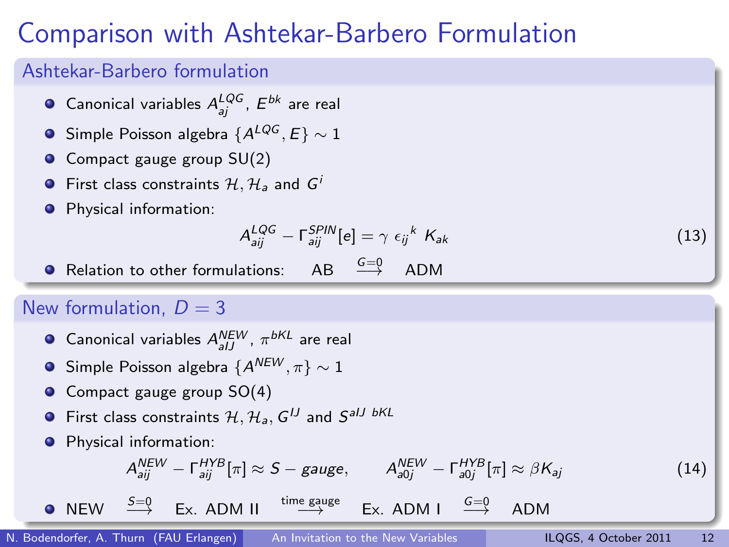# Comparison with Ashtekar-Barbero Formulation

## Ashtekar-Barbero formulation

- Canonical variables $A^{LQG}_{aj}$, $E^{bk}$ are real
- Simple Poisson algebra $\{A^{LQG}, E\} \sim 1$
- Compact gauge group SU(2)
- First class constraints $\mathcal{H}, \mathcal{H}_a$ and $G^i$
- Physical information:

$$A^{LQG}_{aij} - \Gamma^{SPIN}_{aij}[e] = \gamma \; \epsilon_{ij}{}^{k} \; K_{ak} \tag{13}$$

- Relation to other formulations: AB $\overset{G=0}{\longrightarrow}$ ADM

## New formulation, $D = 3$

- Canonical variables $A^{NEW}_{aIJ}$, $\pi^{bKL}$ are real
- Simple Poisson algebra $\{A^{NEW}, \pi\} \sim 1$
- Compact gauge group SO(4)
- First class constraints $\mathcal{H}, \mathcal{H}_a, G^{IJ}$ and $S^{aIJ\ bKL}$
- Physical information:

$$A^{NEW}_{aij} - \Gamma^{HYB}_{aij}[\pi] \approx S-gauge, \qquad A^{NEW}_{a0j} - \Gamma^{HYB}_{a0j}[\pi] \approx \beta K_{aj} \tag{14}$$

- NEW $\overset{S=0}{\longrightarrow}$ Ex. ADM II $\overset{\text{time gauge}}{\longrightarrow}$ Ex. ADM I $\overset{G=0}{\longrightarrow}$ ADM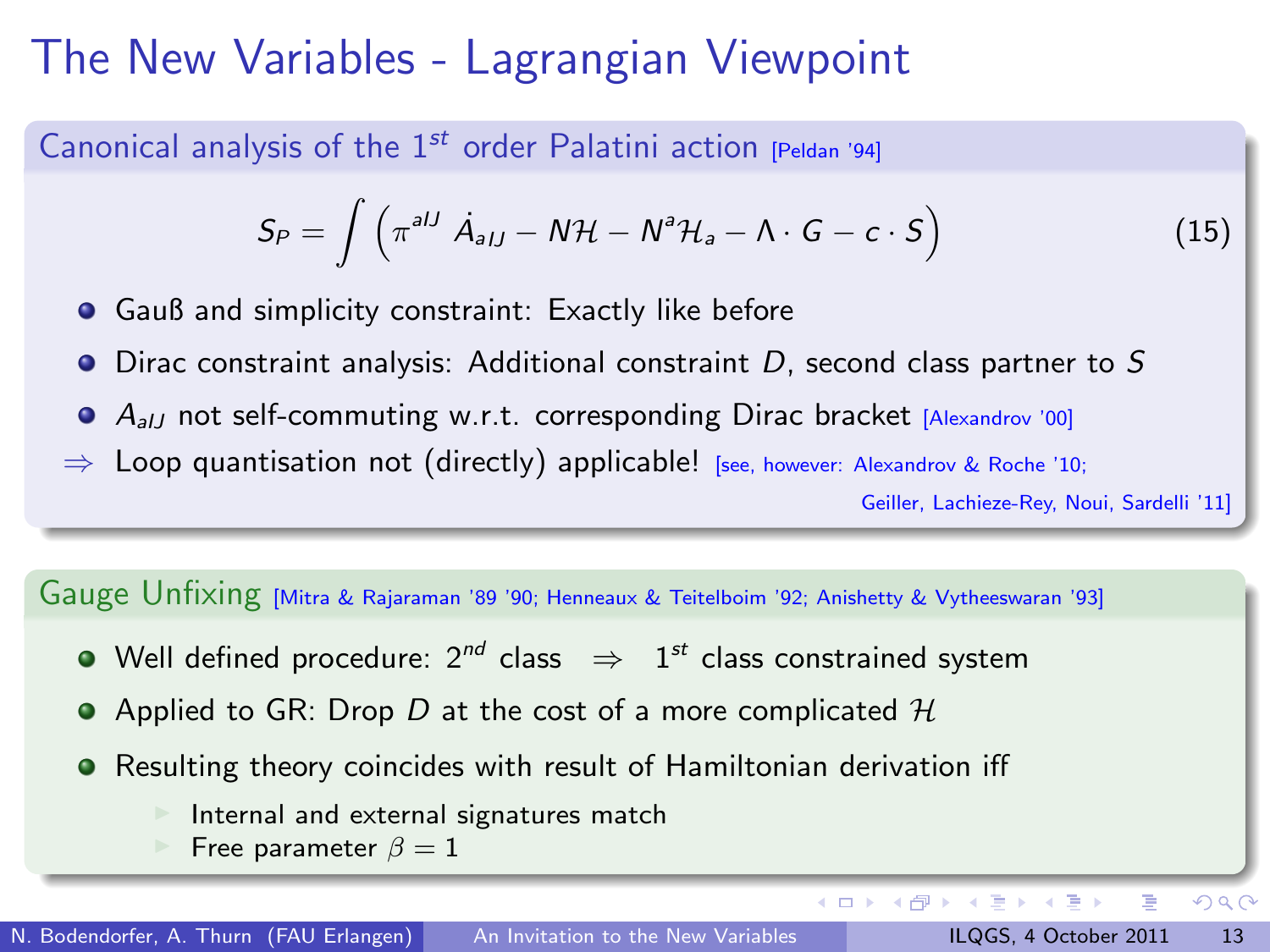# The New Variables - Lagrangian Viewpoint

## Canonical analysis of the $1^{st}$ order Palatini action [Peldan '94]

$$S_P = \int \left( \pi^{aIJ} \, \dot{A}_{aIJ} - N\mathcal{H} - N^a \mathcal{H}_a - \Lambda \cdot G - c \cdot S \right) \tag{15}$$

- Gauß and simplicity constraint: Exactly like before
- Dirac constraint analysis: Additional constraint $D$, second class partner to $S$
- $A_{aIJ}$ not self-commuting w.r.t. corresponding Dirac bracket [Alexandrov '00]

$\Rightarrow$ Loop quantisation not (directly) applicable! [see, however: Alexandrov & Roche '10; Geiller, Lachieze-Rey, Noui, Sardelli '11]

## Gauge Unfixing [Mitra & Rajaraman '89 '90; Henneaux & Teitelboim '92; Anishetty & Vytheeswaran '93]

- Well defined procedure: $2^{nd}$ class $\Rightarrow$ $1^{st}$ class constrained system
- Applied to GR: Drop $D$ at the cost of a more complicated $\mathcal{H}$
- Resulting theory coincides with result of Hamiltonian derivation iff
  - Internal and external signatures match
  - Free parameter $\beta = 1$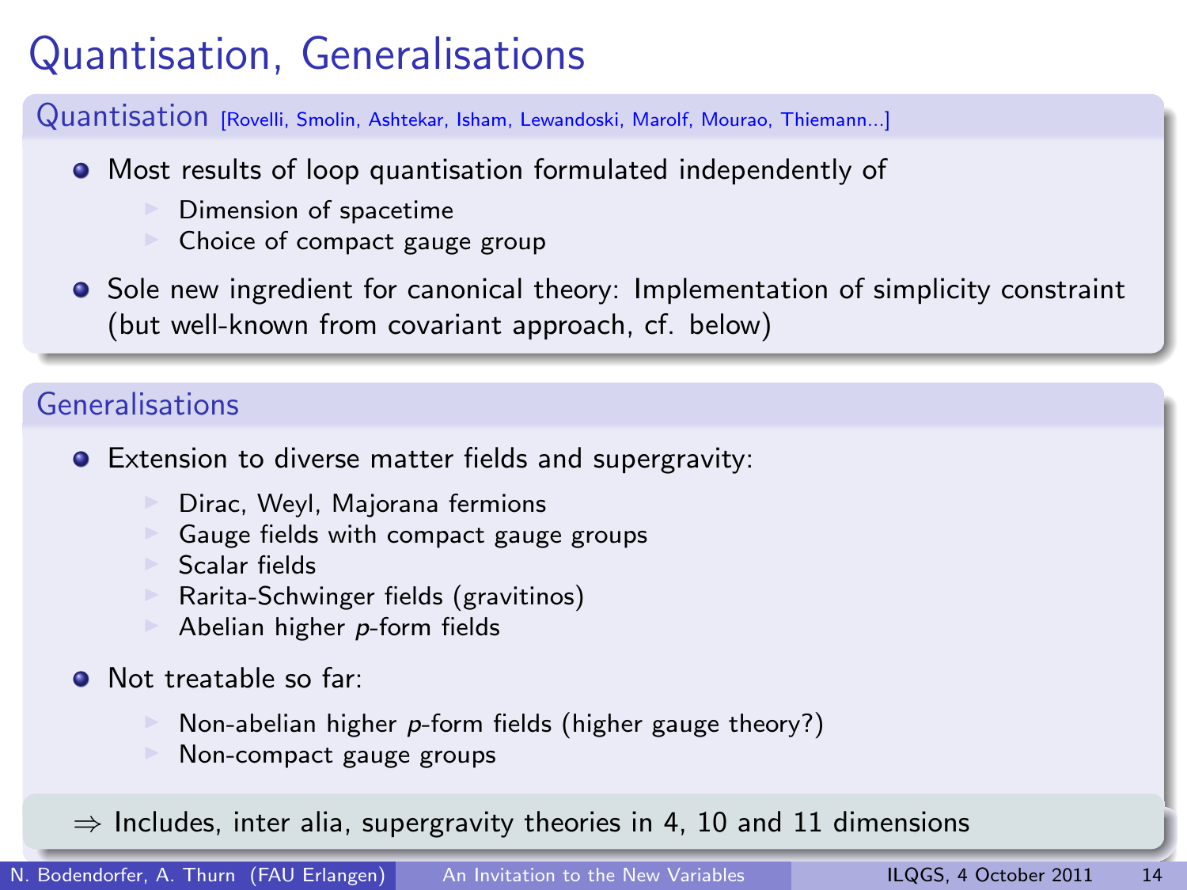# Quantisation, Generalisations

## Quantisation [Rovelli, Smolin, Ashtekar, Isham, Lewandoski, Marolf, Mourao, Thiemann...]

- Most results of loop quantisation formulated independently of
  - Dimension of spacetime
  - Choice of compact gauge group
- Sole new ingredient for canonical theory: Implementation of simplicity constraint (but well-known from covariant approach, cf. below)

## Generalisations

- Extension to diverse matter fields and supergravity:
  - Dirac, Weyl, Majorana fermions
  - Gauge fields with compact gauge groups
  - Scalar fields
  - Rarita-Schwinger fields (gravitinos)
  - Abelian higher *p*-form fields
- Not treatable so far:
  - Non-abelian higher *p*-form fields (higher gauge theory?)
  - Non-compact gauge groups

$\Rightarrow$ Includes, inter alia, supergravity theories in 4, 10 and 11 dimensions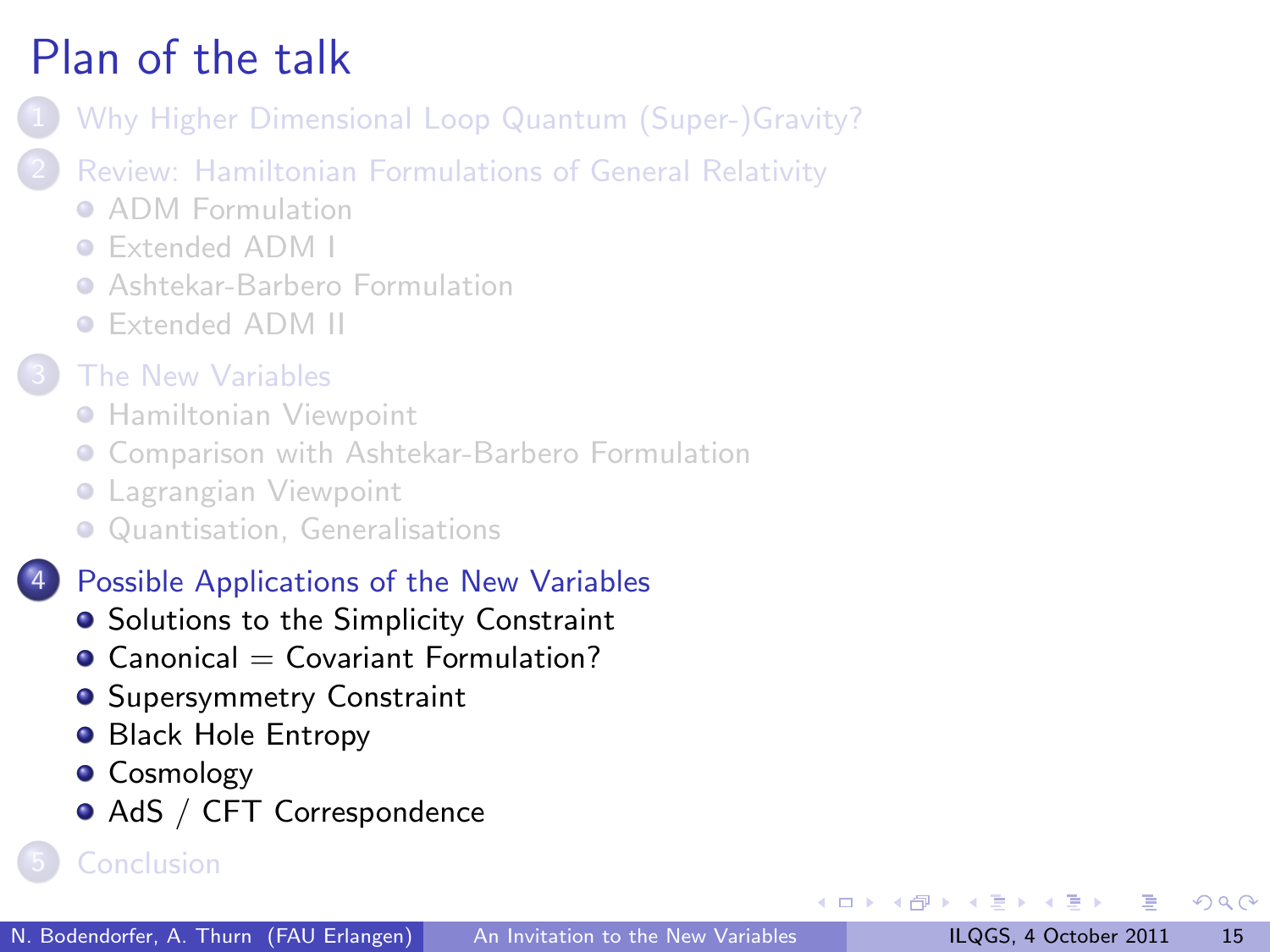# Plan of the talk

1. Why Higher Dimensional Loop Quantum (Super-)Gravity?
2. Review: Hamiltonian Formulations of General Relativity
   - ADM Formulation
   - Extended ADM I
   - Ashtekar-Barbero Formulation
   - Extended ADM II
3. The New Variables
   - Hamiltonian Viewpoint
   - Comparison with Ashtekar-Barbero Formulation
   - Lagrangian Viewpoint
   - Quantisation, Generalisations
4. Possible Applications of the New Variables
   - Solutions to the Simplicity Constraint
   - Canonical = Covariant Formulation?
   - Supersymmetry Constraint
   - Black Hole Entropy
   - Cosmology
   - AdS / CFT Correspondence
5. Conclusion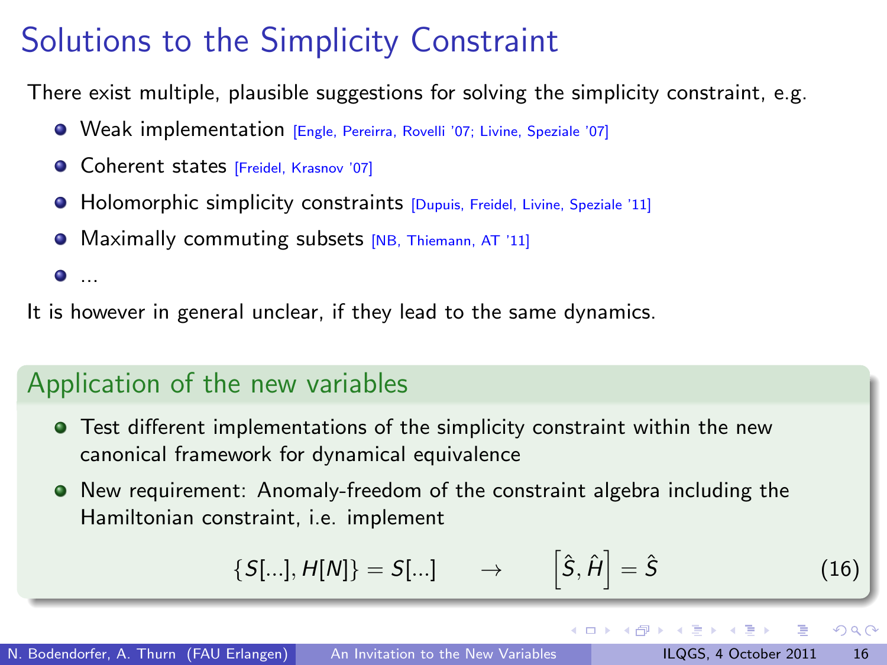# Solutions to the Simplicity Constraint

There exist multiple, plausible suggestions for solving the simplicity constraint, e.g.

- Weak implementation [Engle, Pereirra, Rovelli '07; Livine, Speziale '07]
- Coherent states [Freidel, Krasnov '07]
- Holomorphic simplicity constraints [Dupuis, Freidel, Livine, Speziale '11]
- Maximally commuting subsets [NB, Thiemann, AT '11]
- ...

It is however in general unclear, if they lead to the same dynamics.

## Application of the new variables

- Test different implementations of the simplicity constraint within the new canonical framework for dynamical equivalence
- New requirement: Anomaly-freedom of the constraint algebra including the Hamiltonian constraint, i.e. implement

$$\{S[...], H[N]\} = S[...] \quad \rightarrow \quad \left[\hat{S}, \hat{H}\right] = \hat{S} \tag{16}$$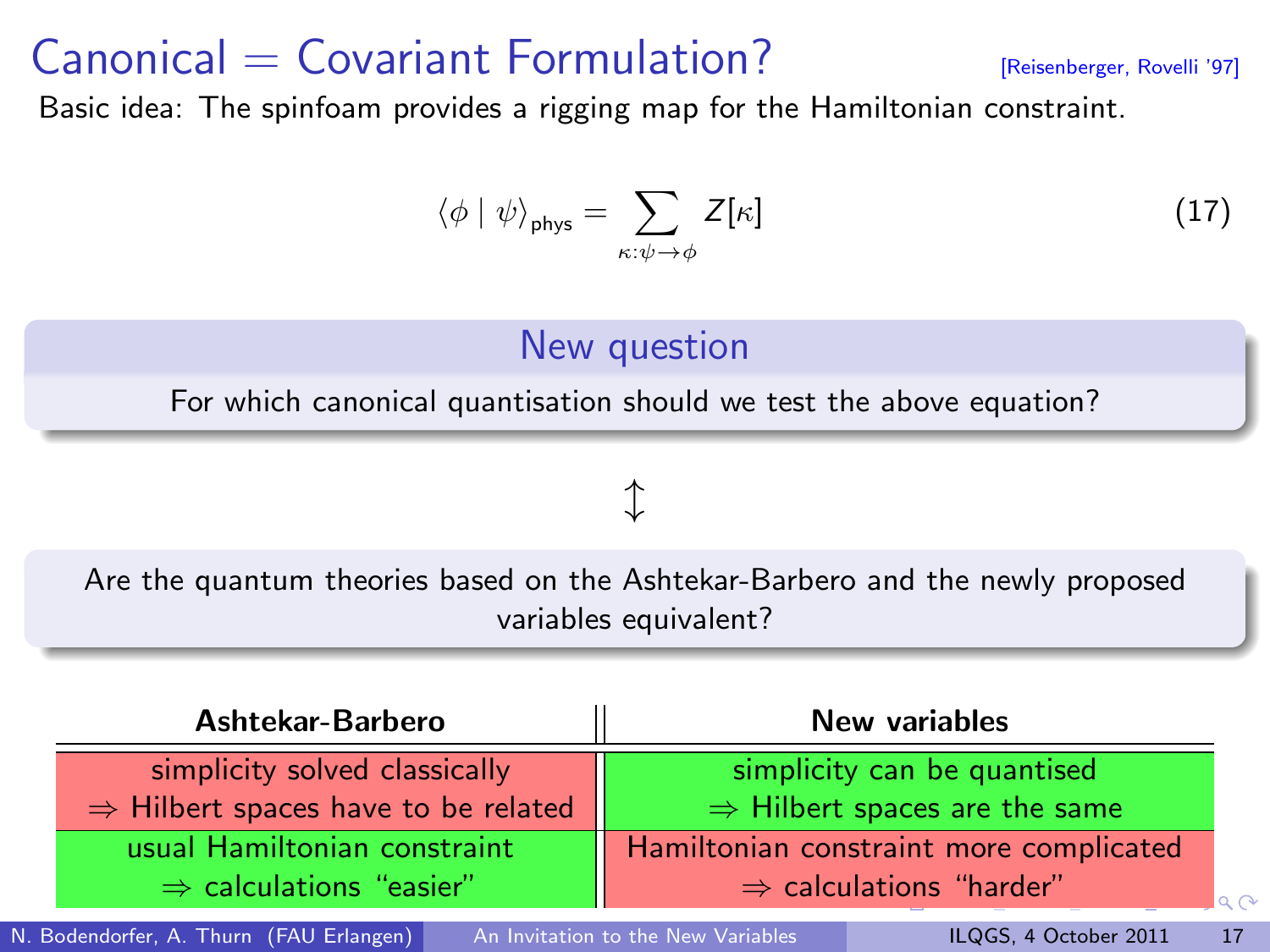# Canonical = Covariant Formulation?

[Reisenberger, Rovelli '97]

Basic idea: The spinfoam provides a rigging map for the Hamiltonian constraint.

$$\langle \phi \mid \psi \rangle_{\text{phys}} = \sum_{\kappa : \psi \to \phi} Z[\kappa] \tag{17}$$

### New question

For which canonical quantisation should we test the above equation?

$\updownarrow$

Are the quantum theories based on the Ashtekar-Barbero and the newly proposed variables equivalent?

| **Ashtekar-Barbero** | **New variables** |
| --- | --- |
| simplicity solved classically $\Rightarrow$ Hilbert spaces have to be related | simplicity can be quantised $\Rightarrow$ Hilbert spaces are the same |
| usual Hamiltonian constraint $\Rightarrow$ calculations "easier" | Hamiltonian constraint more complicated $\Rightarrow$ calculations "harder" |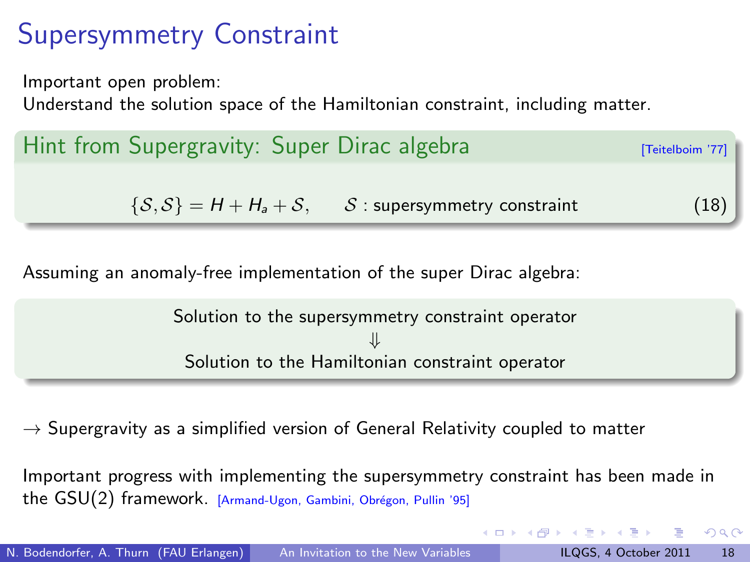# Supersymmetry Constraint

Important open problem:
Understand the solution space of the Hamiltonian constraint, including matter.

## Hint from Supergravity: Super Dirac algebra [Teitelboim '77]

$$\{\mathcal{S}, \mathcal{S}\} = H + H_a + \mathcal{S}, \qquad \mathcal{S} : \text{supersymmetry constraint} \tag{18}$$

Assuming an anomaly-free implementation of the super Dirac algebra:

Solution to the supersymmetry constraint operator

$\Downarrow$

Solution to the Hamiltonian constraint operator

$\rightarrow$ Supergravity as a simplified version of General Relativity coupled to matter

Important progress with implementing the supersymmetry constraint has been made in the GSU(2) framework. [Armand-Ugon, Gambini, Obrégon, Pullin '95]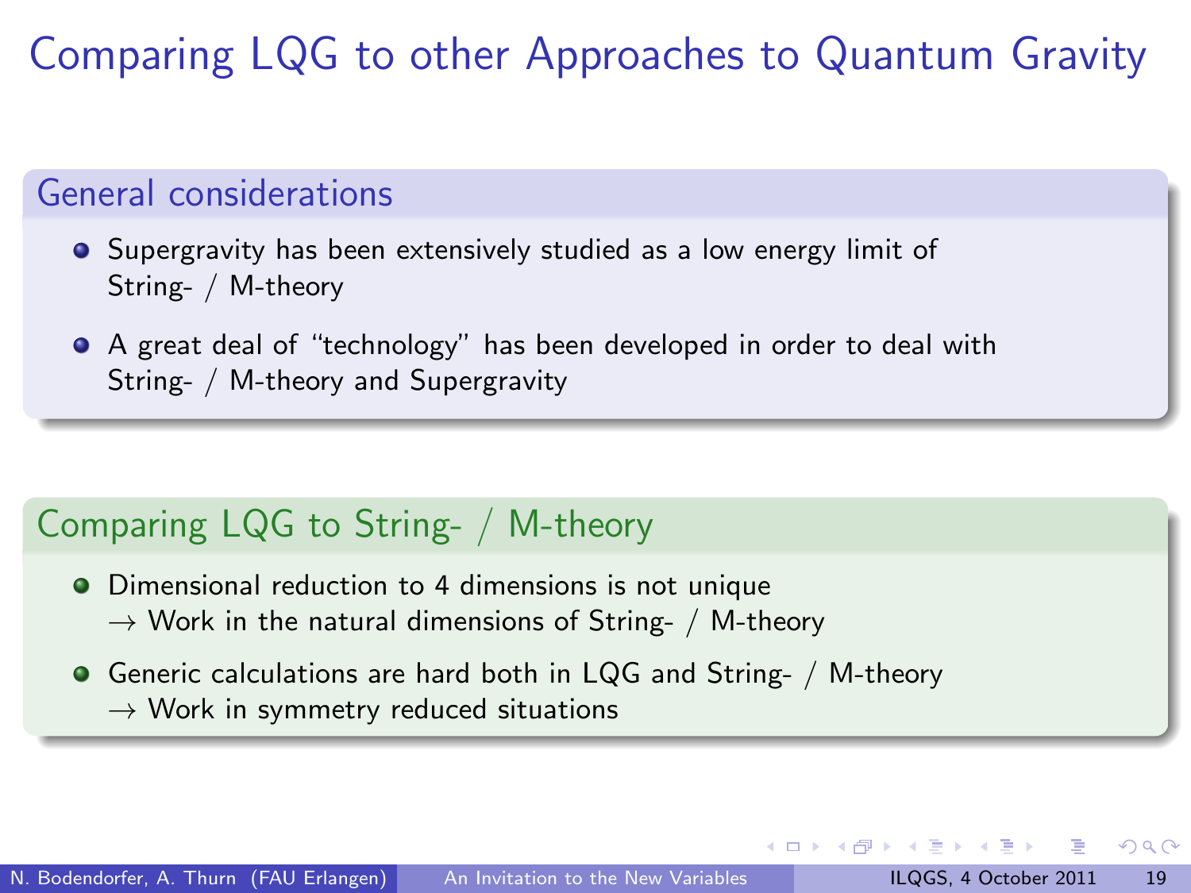# Comparing LQG to other Approaches to Quantum Gravity

## General considerations

- Supergravity has been extensively studied as a low energy limit of String- / M-theory
- A great deal of "technology" has been developed in order to deal with String- / M-theory and Supergravity

## Comparing LQG to String- / M-theory

- Dimensional reduction to 4 dimensions is not unique
  $\rightarrow$ Work in the natural dimensions of String- / M-theory
- Generic calculations are hard both in LQG and String- / M-theory
  $\rightarrow$ Work in symmetry reduced situations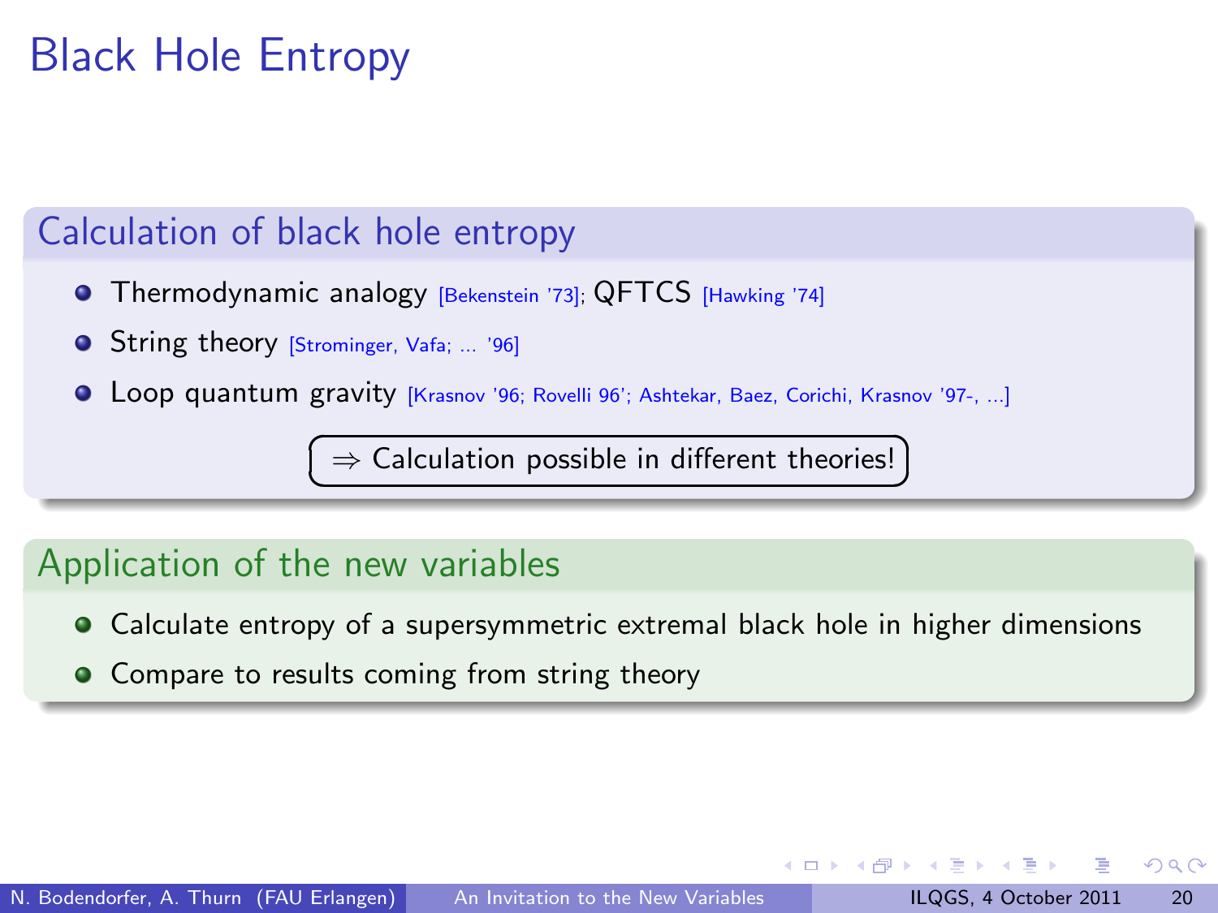# Black Hole Entropy

## Calculation of black hole entropy

- Thermodynamic analogy [Bekenstein '73]; QFTCS [Hawking '74]
- String theory [Strominger, Vafa; ... '96]
- Loop quantum gravity [Krasnov '96; Rovelli 96'; Ashtekar, Baez, Corichi, Krasnov '97-, ...]

$\Rightarrow$ Calculation possible in different theories!

## Application of the new variables

- Calculate entropy of a supersymmetric extremal black hole in higher dimensions
- Compare to results coming from string theory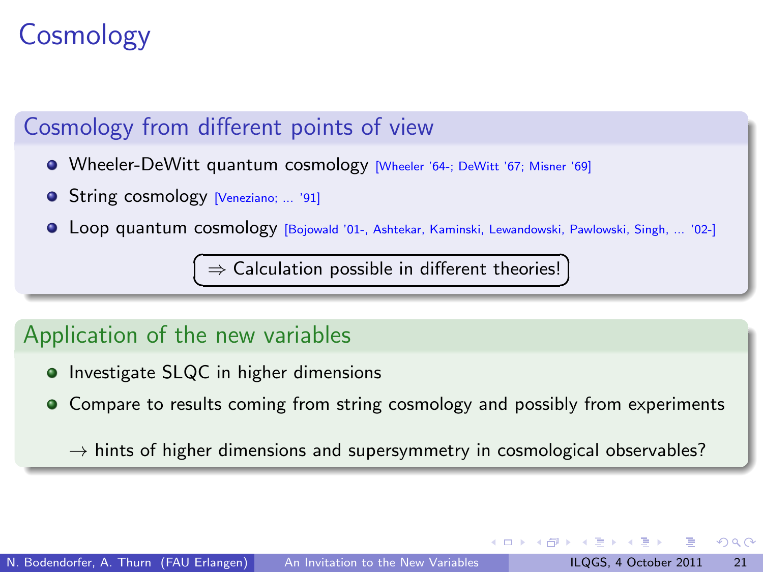# Cosmology

## Cosmology from different points of view

- Wheeler-DeWitt quantum cosmology [Wheeler '64-; DeWitt '67; Misner '69]
- String cosmology [Veneziano; ... '91]
- Loop quantum cosmology [Bojowald '01-, Ashtekar, Kaminski, Lewandowski, Pawlowski, Singh, ... '02-]

$\Rightarrow$ Calculation possible in different theories!

## Application of the new variables

- Investigate SLQC in higher dimensions
- Compare to results coming from string cosmology and possibly from experiments

  $\rightarrow$ hints of higher dimensions and supersymmetry in cosmological observables?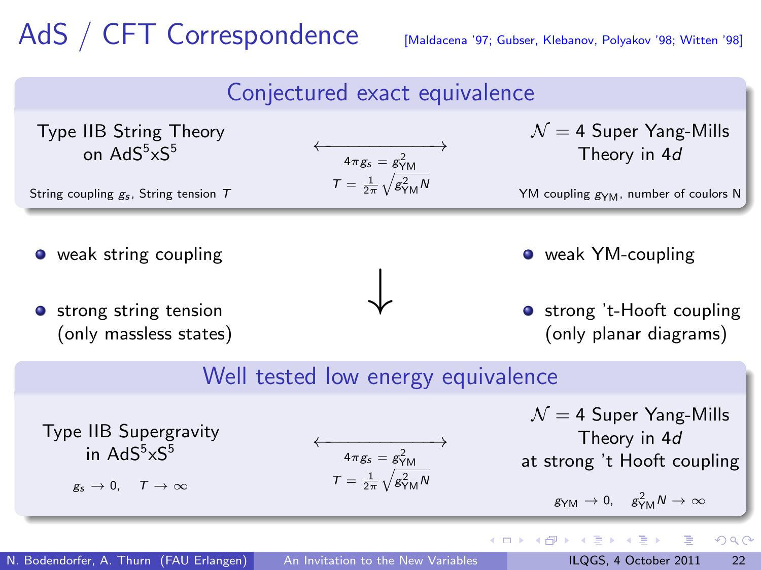# AdS / CFT Correspondence

[Maldacena '97; Gubser, Klebanov, Polyakov '98; Witten '98]

## Conjectured exact equivalence

| Type IIB String Theory on $AdS^5 x S^5$ | $\longleftrightarrow$ | $\mathcal{N} = 4$ Super Yang-Mills Theory in 4*d* |
|---|---|---|
| String coupling $g_s$, String tension $T$ | $4\pi g_s = g_{YM}^2$, $T = \frac{1}{2\pi}\sqrt{g_{YM}^2 N}$ | YM coupling $g_{YM}$, number of coulors N |

- weak string coupling
- strong string tension (only massless states)

$\downarrow$

- weak YM-coupling
- strong 't-Hooft coupling (only planar diagrams)

## Well tested low energy equivalence

| Type IIB Supergravity in $AdS^5 x S^5$ | $\longleftrightarrow$ | $\mathcal{N} = 4$ Super Yang-Mills Theory in 4*d* at strong 't Hooft coupling |
|---|---|---|
| $g_s \to 0, \quad T \to \infty$ | $4\pi g_s = g_{YM}^2$, $T = \frac{1}{2\pi}\sqrt{g_{YM}^2 N}$ | $g_{YM} \to 0, \quad g_{YM}^2 N \to \infty$ |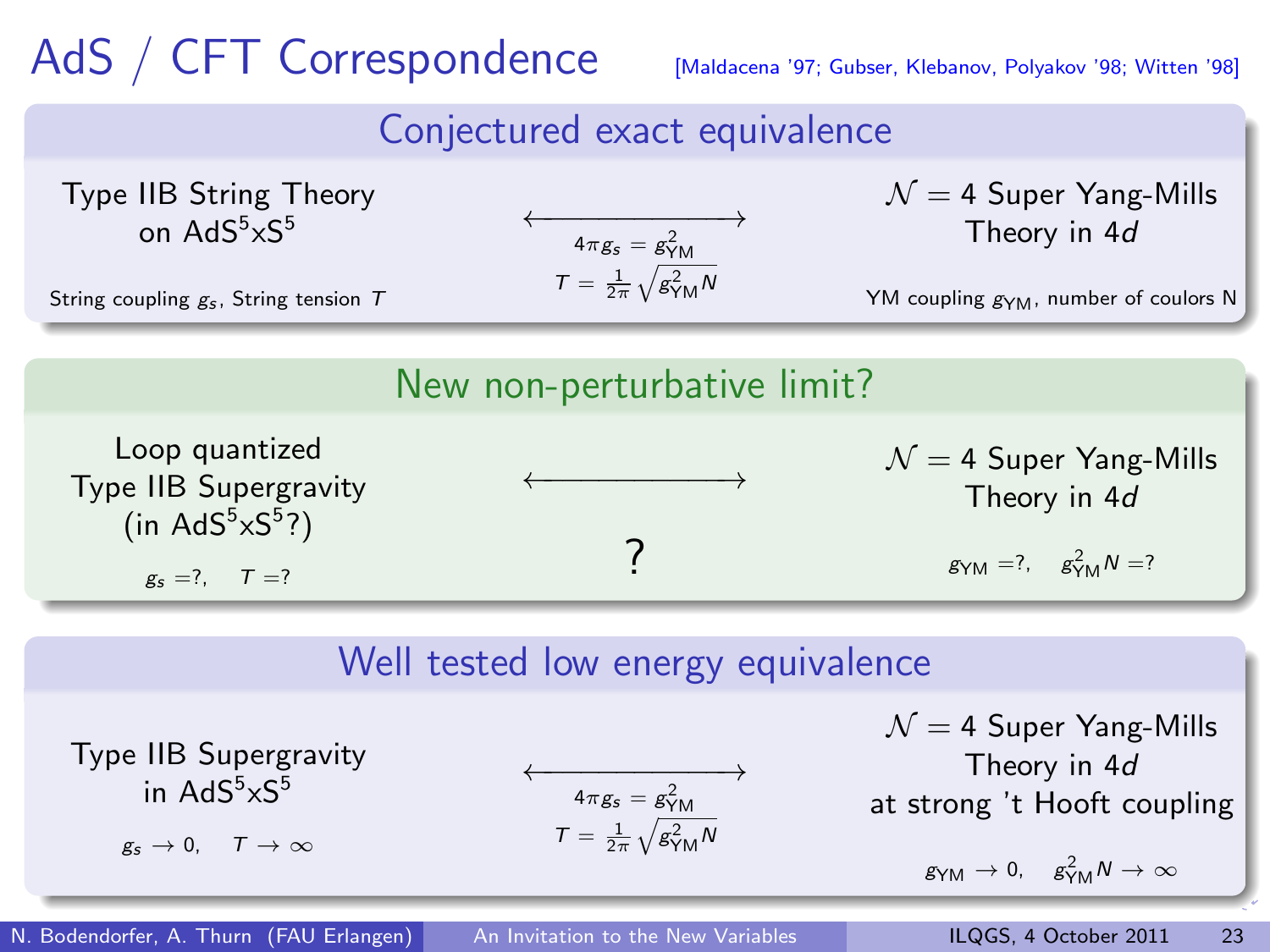# AdS / CFT Correspondence

[Maldacena '97; Gubser, Klebanov, Polyakov '98; Witten '98]

## Conjectured exact equivalence

Type IIB String Theory on $AdS^5 x S^5$ $\longleftrightarrow$ $\mathcal{N} = 4$ Super Yang-Mills Theory in 4$d$

$4\pi g_s = g_{YM}^2$

$T = \frac{1}{2\pi}\sqrt{g_{YM}^2 N}$

String coupling $g_s$, String tension $T$ — YM coupling $g_{YM}$, number of coulors N

## New non-perturbative limit?

Loop quantized Type IIB Supergravity (in $AdS^5 x S^5$?) $\longleftrightarrow$ $\mathcal{N} = 4$ Super Yang-Mills Theory in 4$d$

?

$g_s = ?$, $T = ?$ — $g_{YM} = ?$, $g_{YM}^2 N = ?$

## Well tested low energy equivalence

Type IIB Supergravity in $AdS^5 x S^5$ $\longleftrightarrow$ $\mathcal{N} = 4$ Super Yang-Mills Theory in 4$d$ at strong 't Hooft coupling

$4\pi g_s = g_{YM}^2$

$T = \frac{1}{2\pi}\sqrt{g_{YM}^2 N}$

$g_s \to 0$, $T \to \infty$ — $g_{YM} \to 0$, $g_{YM}^2 N \to \infty$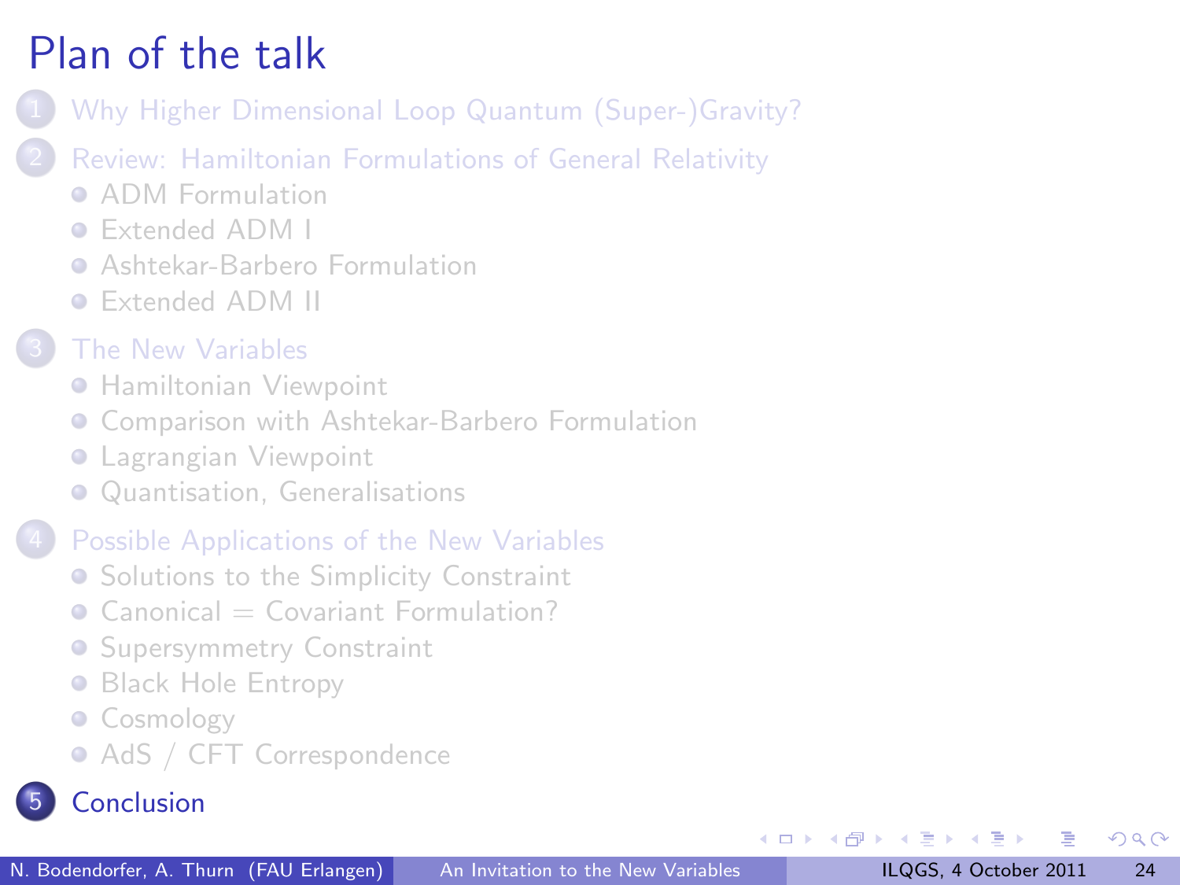# Plan of the talk

1. Why Higher Dimensional Loop Quantum (Super-)Gravity?
2. Review: Hamiltonian Formulations of General Relativity
   - ADM Formulation
   - Extended ADM I
   - Ashtekar-Barbero Formulation
   - Extended ADM II
3. The New Variables
   - Hamiltonian Viewpoint
   - Comparison with Ashtekar-Barbero Formulation
   - Lagrangian Viewpoint
   - Quantisation, Generalisations
4. Possible Applications of the New Variables
   - Solutions to the Simplicity Constraint
   - Canonical = Covariant Formulation?
   - Supersymmetry Constraint
   - Black Hole Entropy
   - Cosmology
   - AdS / CFT Correspondence
5. **Conclusion**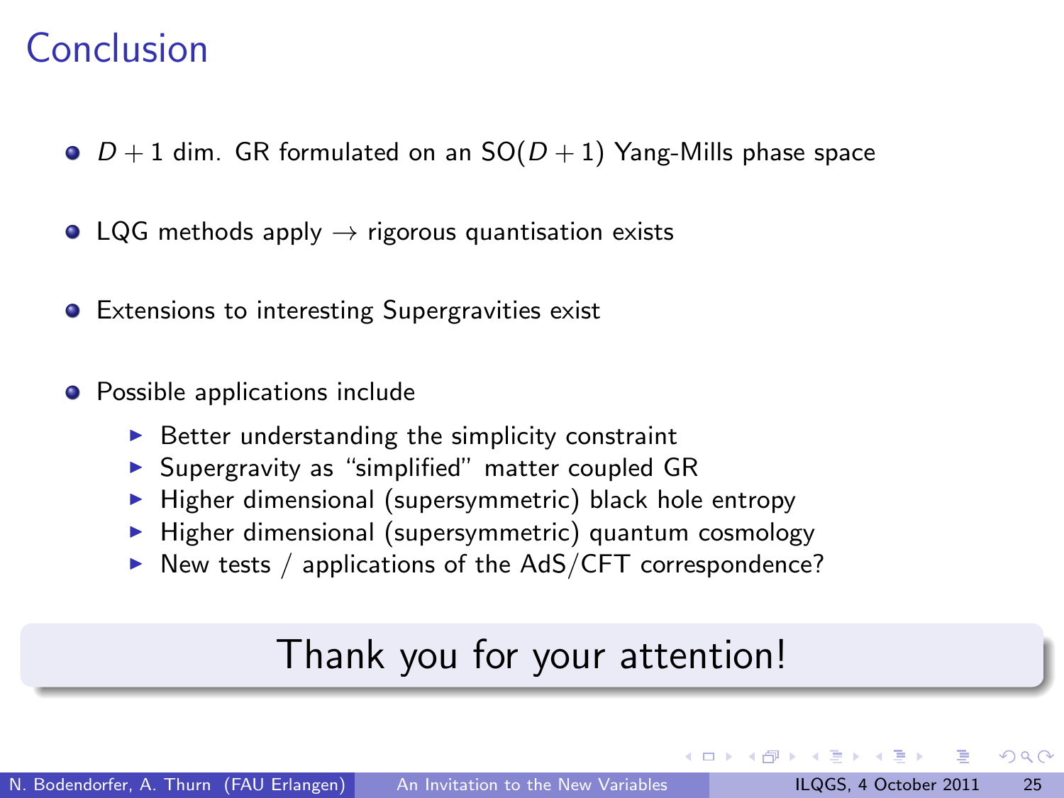# Conclusion

- $D+1$ dim. GR formulated on an $SO(D+1)$ Yang-Mills phase space
- LQG methods apply $\rightarrow$ rigorous quantisation exists
- Extensions to interesting Supergravities exist
- Possible applications include
  - Better understanding the simplicity constraint
  - Supergravity as "simplified" matter coupled GR
  - Higher dimensional (supersymmetric) black hole entropy
  - Higher dimensional (supersymmetric) quantum cosmology
  - New tests / applications of the AdS/CFT correspondence?

Thank you for your attention!